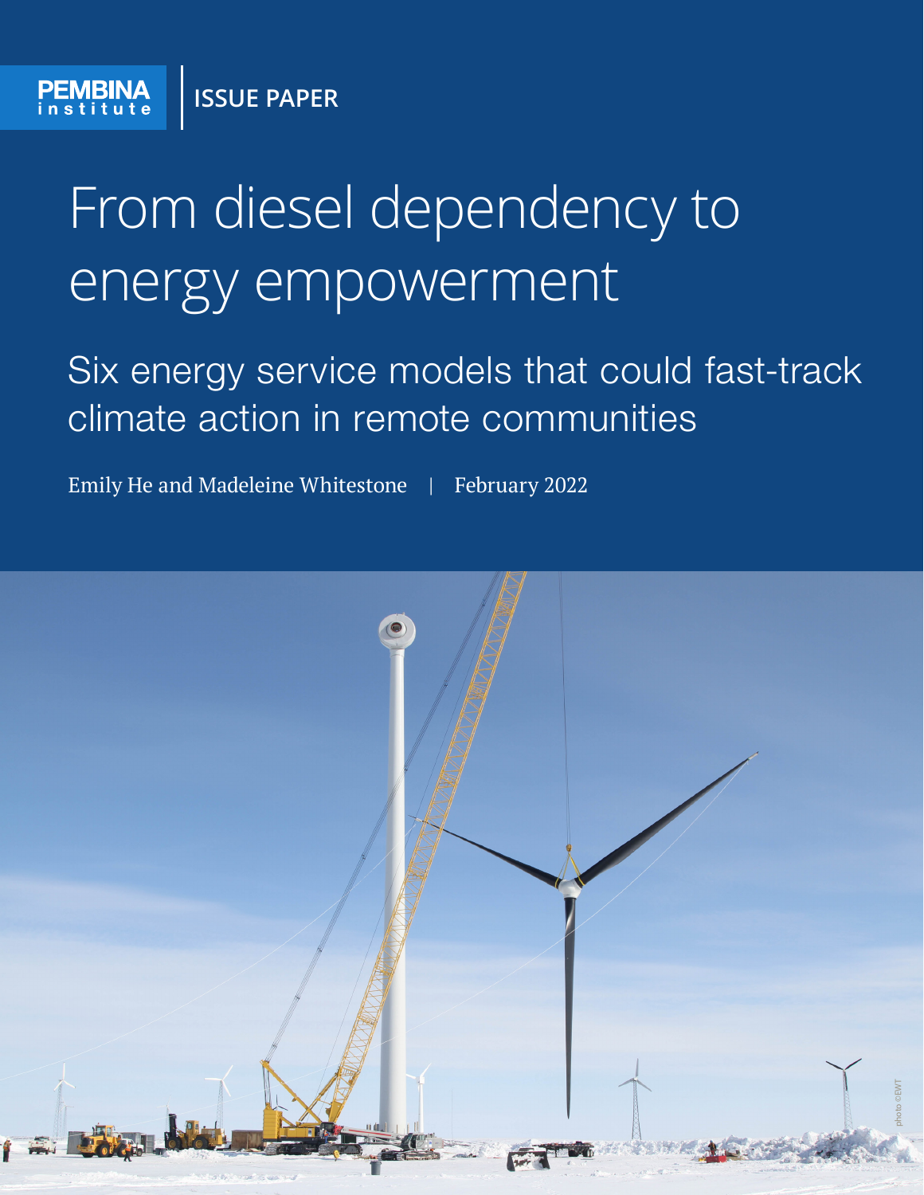PEMBINA institute | ISSUE PAPER

# From diesel dependency to energy empowerment

## Six energy service models that could fast-track climate action in remote communities

Emily He and Madeleine Whitestone | February 2022

photo ©EWT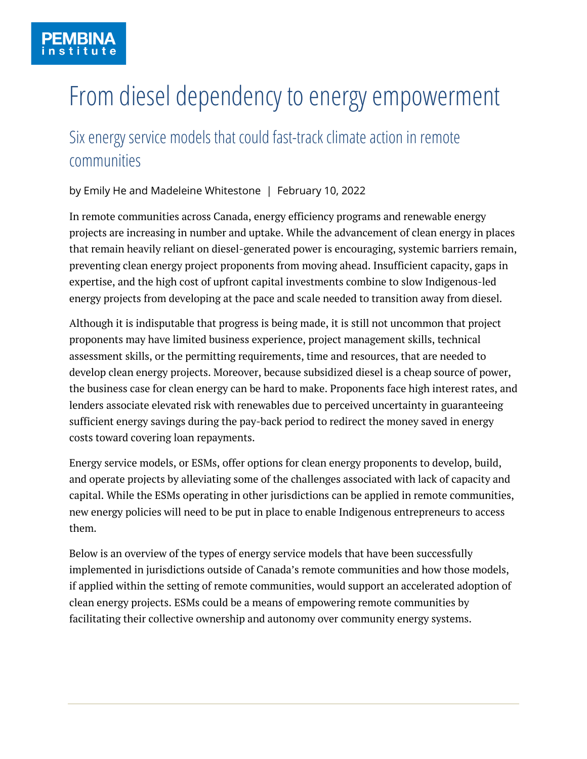# From diesel dependency to energy empowerment

## Six energy service models that could fast-track climate action in remote communities

by Emily He and Madeleine Whitestone | February 10, 2022

In remote communities across Canada, energy efficiency programs and renewable energy projects are increasing in number and uptake. While the advancement of clean energy in places that remain heavily reliant on diesel-generated power is encouraging, systemic barriers remain, preventing clean energy project proponents from moving ahead. Insufficient capacity, gaps in expertise, and the high cost of upfront capital investments combine to slow Indigenous-led energy projects from developing at the pace and scale needed to transition away from diesel.

Although it is indisputable that progress is being made, it is still not uncommon that project proponents may have limited business experience, project management skills, technical assessment skills, or the permitting requirements, time and resources, that are needed to develop clean energy projects. Moreover, because subsidized diesel is a cheap source of power, the business case for clean energy can be hard to make. Proponents face high interest rates, and lenders associate elevated risk with renewables due to perceived uncertainty in guaranteeing sufficient energy savings during the pay-back period to redirect the money saved in energy costs toward covering loan repayments.

Energy service models, or ESMs, offer options for clean energy proponents to develop, build, and operate projects by alleviating some of the challenges associated with lack of capacity and capital. While the ESMs operating in other jurisdictions can be applied in remote communities, new energy policies will need to be put in place to enable Indigenous entrepreneurs to access them.

Below is an overview of the types of energy service models that have been successfully implemented in jurisdictions outside of Canada's remote communities and how those models, if applied within the setting of remote communities, would support an accelerated adoption of clean energy projects. ESMs could be a means of empowering remote communities by facilitating their collective ownership and autonomy over community energy systems.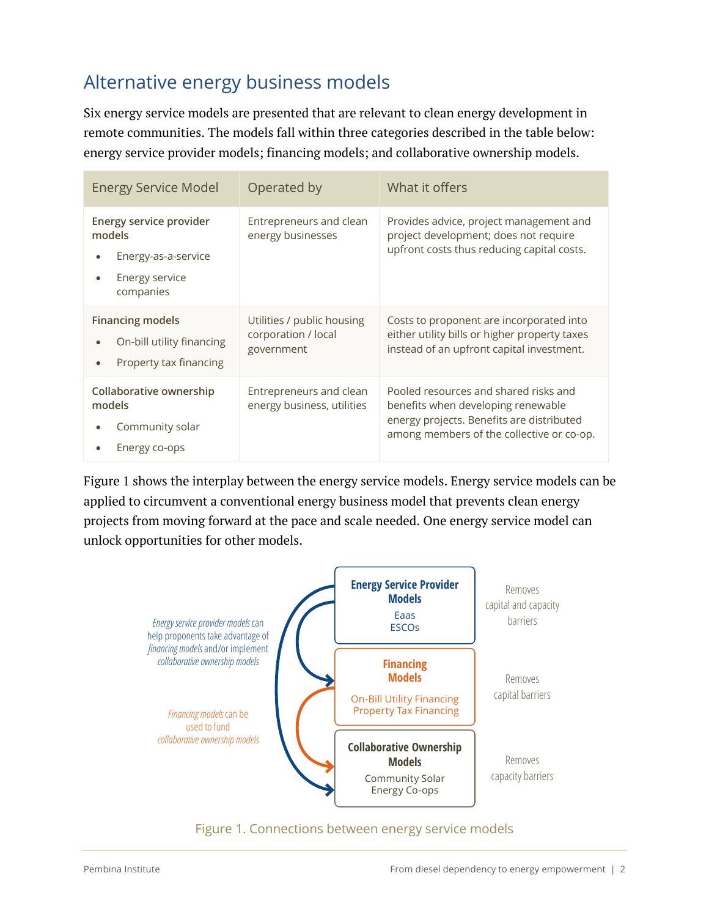## Alternative energy business models

Six energy service models are presented that are relevant to clean energy development in remote communities. The models fall within three categories described in the table below: energy service provider models; financing models; and collaborative ownership models.

| Energy Service Model | Operated by | What it offers |
| --- | --- | --- |
| **Energy service provider models**<br>• Energy-as-a-service<br>• Energy service companies | Entrepreneurs and clean energy businesses | Provides advice, project management and project development; does not require upfront costs thus reducing capital costs. |
| **Financing models**<br>• On-bill utility financing<br>• Property tax financing | Utilities / public housing corporation / local government | Costs to proponent are incorporated into either utility bills or higher property taxes instead of an upfront capital investment. |
| **Collaborative ownership models**<br>• Community solar<br>• Energy co-ops | Entrepreneurs and clean energy business, utilities | Pooled resources and shared risks and benefits when developing renewable energy projects. Benefits are distributed among members of the collective or co-op. |

Figure 1 shows the interplay between the energy service models. Energy service models can be applied to circumvent a conventional energy business model that prevents clean energy projects from moving forward at the pace and scale needed. One energy service model can unlock opportunities for other models.

*Energy service provider models* can help proponents take advantage of *financing models* and/or implement *collaborative ownership models*

*Financing models* can be used to fund *collaborative ownership models*

**Energy Service Provider Models**
Eaas
ESCOs

Removes capital and capacity barriers

**Financing Models**
On-Bill Utility Financing
Property Tax Financing

Removes capital barriers

**Collaborative Ownership Models**
Community Solar
Energy Co-ops

Removes capacity barriers

Figure 1. Connections between energy service models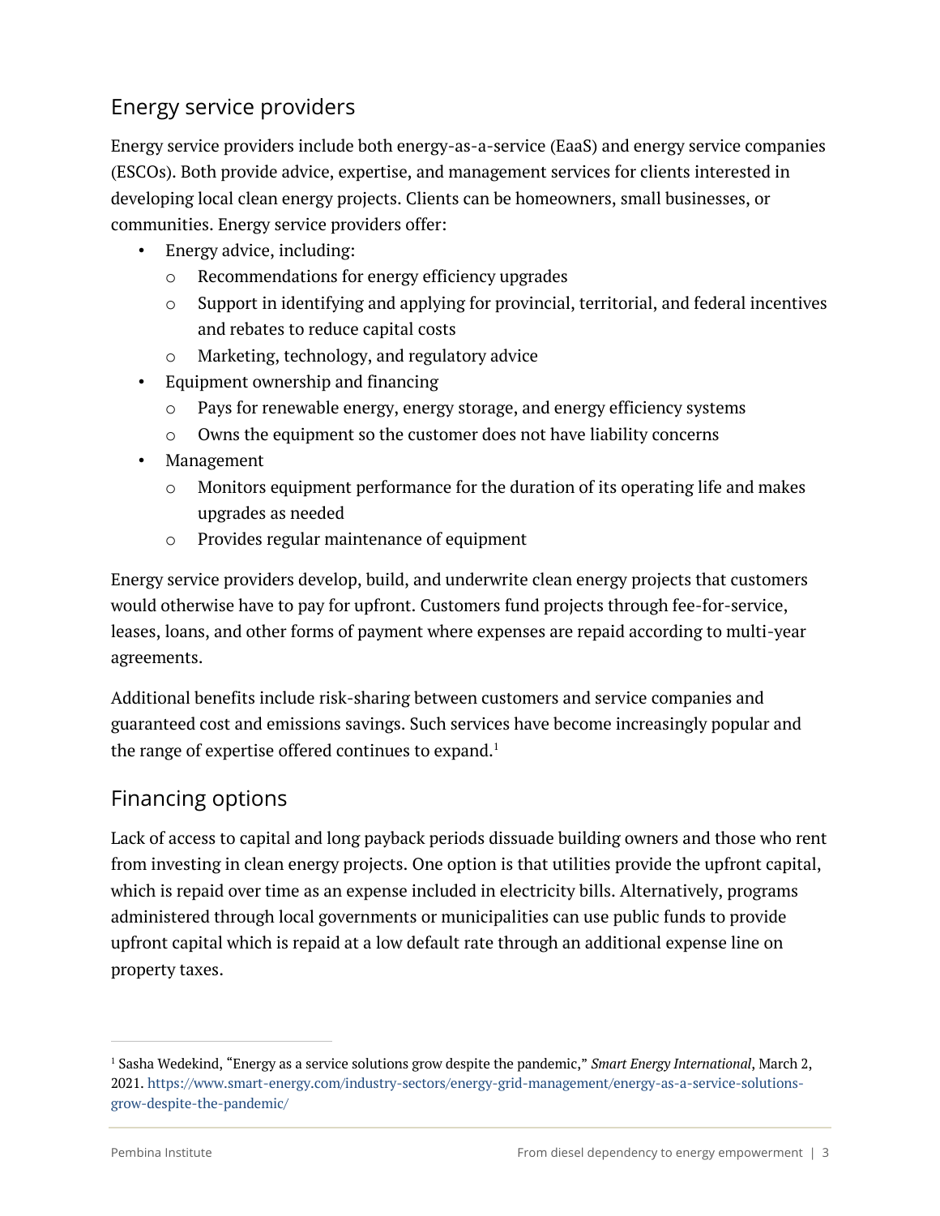## Energy service providers

Energy service providers include both energy-as-a-service (EaaS) and energy service companies (ESCOs). Both provide advice, expertise, and management services for clients interested in developing local clean energy projects. Clients can be homeowners, small businesses, or communities. Energy service providers offer:

- Energy advice, including:
  - Recommendations for energy efficiency upgrades
  - Support in identifying and applying for provincial, territorial, and federal incentives and rebates to reduce capital costs
  - Marketing, technology, and regulatory advice
- Equipment ownership and financing
  - Pays for renewable energy, energy storage, and energy efficiency systems
  - Owns the equipment so the customer does not have liability concerns
- Management
  - Monitors equipment performance for the duration of its operating life and makes upgrades as needed
  - Provides regular maintenance of equipment

Energy service providers develop, build, and underwrite clean energy projects that customers would otherwise have to pay for upfront. Customers fund projects through fee-for-service, leases, loans, and other forms of payment where expenses are repaid according to multi-year agreements.

Additional benefits include risk-sharing between customers and service companies and guaranteed cost and emissions savings. Such services have become increasingly popular and the range of expertise offered continues to expand.[1]

## Financing options

Lack of access to capital and long payback periods dissuade building owners and those who rent from investing in clean energy projects. One option is that utilities provide the upfront capital, which is repaid over time as an expense included in electricity bills. Alternatively, programs administered through local governments or municipalities can use public funds to provide upfront capital which is repaid at a low default rate through an additional expense line on property taxes.

---

[1] Sasha Wedekind, "Energy as a service solutions grow despite the pandemic," *Smart Energy International*, March 2, 2021. https://www.smart-energy.com/industry-sectors/energy-grid-management/energy-as-a-service-solutions-grow-despite-the-pandemic/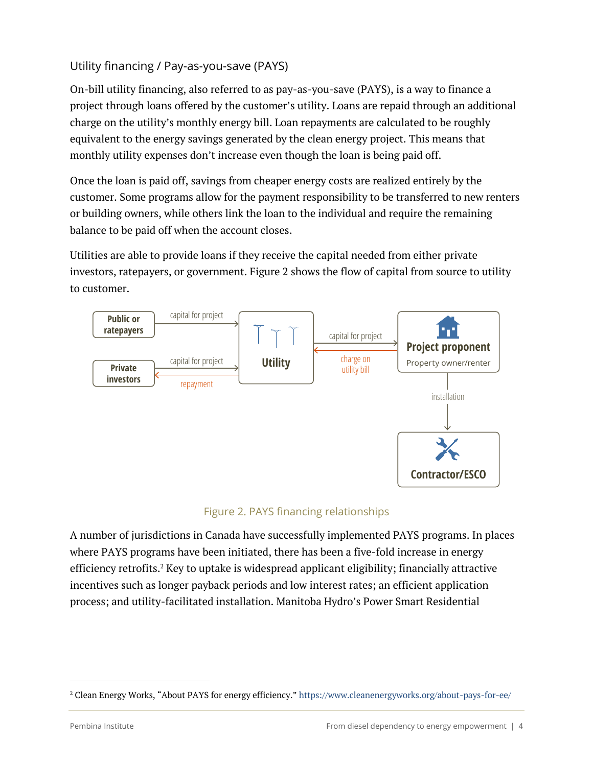### Utility financing / Pay-as-you-save (PAYS)

On-bill utility financing, also referred to as pay-as-you-save (PAYS), is a way to finance a project through loans offered by the customer's utility. Loans are repaid through an additional charge on the utility's monthly energy bill. Loan repayments are calculated to be roughly equivalent to the energy savings generated by the clean energy project. This means that monthly utility expenses don't increase even though the loan is being paid off.

Once the loan is paid off, savings from cheaper energy costs are realized entirely by the customer. Some programs allow for the payment responsibility to be transferred to new renters or building owners, while others link the loan to the individual and require the remaining balance to be paid off when the account closes.

Utilities are able to provide loans if they receive the capital needed from either private investors, ratepayers, or government. Figure 2 shows the flow of capital from source to utility to customer.

Figure 2. PAYS financing relationships

A number of jurisdictions in Canada have successfully implemented PAYS programs. In places where PAYS programs have been initiated, there has been a five-fold increase in energy efficiency retrofits.[2] Key to uptake is widespread applicant eligibility; financially attractive incentives such as longer payback periods and low interest rates; an efficient application process; and utility-facilitated installation. Manitoba Hydro's Power Smart Residential

[2] Clean Energy Works, "About PAYS for energy efficiency." https://www.cleanenergyworks.org/about-pays-for-ee/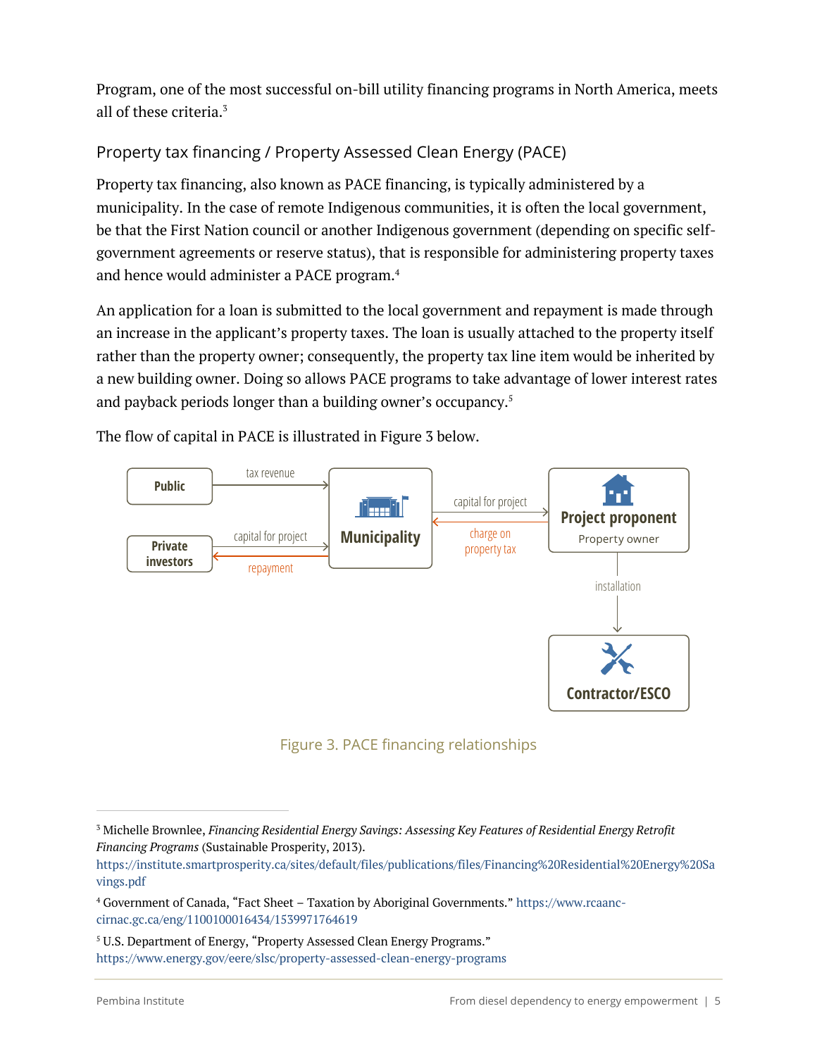Program, one of the most successful on-bill utility financing programs in North America, meets all of these criteria.[3]

### Property tax financing / Property Assessed Clean Energy (PACE)

Property tax financing, also known as PACE financing, is typically administered by a municipality. In the case of remote Indigenous communities, it is often the local government, be that the First Nation council or another Indigenous government (depending on specific self-government agreements or reserve status), that is responsible for administering property taxes and hence would administer a PACE program.[4]

An application for a loan is submitted to the local government and repayment is made through an increase in the applicant's property taxes. The loan is usually attached to the property itself rather than the property owner; consequently, the property tax line item would be inherited by a new building owner. Doing so allows PACE programs to take advantage of lower interest rates and payback periods longer than a building owner's occupancy.[5]

The flow of capital in PACE is illustrated in Figure 3 below.

Figure 3. PACE financing relationships

---

[3] Michelle Brownlee, *Financing Residential Energy Savings: Assessing Key Features of Residential Energy Retrofit Financing Programs* (Sustainable Prosperity, 2013). https://institute.smartprosperity.ca/sites/default/files/publications/files/Financing%20Residential%20Energy%20Savings.pdf

[4] Government of Canada, "Fact Sheet – Taxation by Aboriginal Governments." https://www.rcaanc-cirnac.gc.ca/eng/1100100016434/1539971764619

[5] U.S. Department of Energy, "Property Assessed Clean Energy Programs." https://www.energy.gov/eere/slsc/property-assessed-clean-energy-programs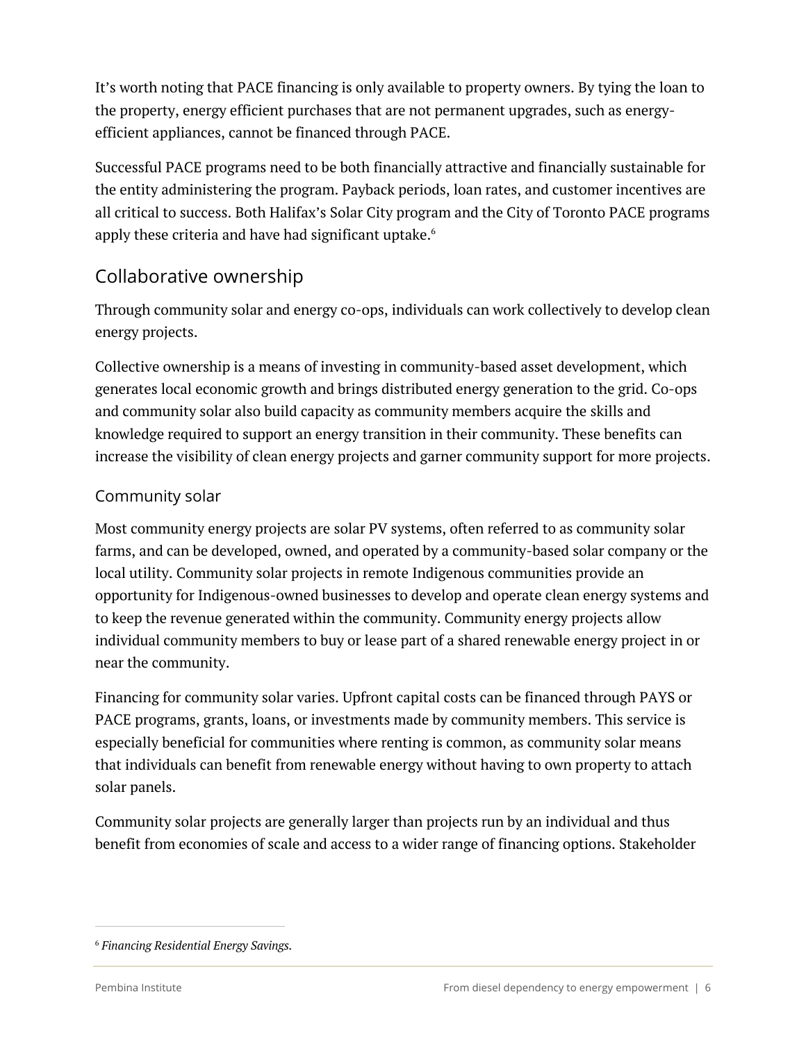It's worth noting that PACE financing is only available to property owners. By tying the loan to the property, energy efficient purchases that are not permanent upgrades, such as energy-efficient appliances, cannot be financed through PACE.

Successful PACE programs need to be both financially attractive and financially sustainable for the entity administering the program. Payback periods, loan rates, and customer incentives are all critical to success. Both Halifax's Solar City program and the City of Toronto PACE programs apply these criteria and have had significant uptake.[6]

## Collaborative ownership

Through community solar and energy co-ops, individuals can work collectively to develop clean energy projects.

Collective ownership is a means of investing in community-based asset development, which generates local economic growth and brings distributed energy generation to the grid. Co-ops and community solar also build capacity as community members acquire the skills and knowledge required to support an energy transition in their community. These benefits can increase the visibility of clean energy projects and garner community support for more projects.

### Community solar

Most community energy projects are solar PV systems, often referred to as community solar farms, and can be developed, owned, and operated by a community-based solar company or the local utility. Community solar projects in remote Indigenous communities provide an opportunity for Indigenous-owned businesses to develop and operate clean energy systems and to keep the revenue generated within the community. Community energy projects allow individual community members to buy or lease part of a shared renewable energy project in or near the community.

Financing for community solar varies. Upfront capital costs can be financed through PAYS or PACE programs, grants, loans, or investments made by community members. This service is especially beneficial for communities where renting is common, as community solar means that individuals can benefit from renewable energy without having to own property to attach solar panels.

Community solar projects are generally larger than projects run by an individual and thus benefit from economies of scale and access to a wider range of financing options. Stakeholder

---

[6] *Financing Residential Energy Savings.*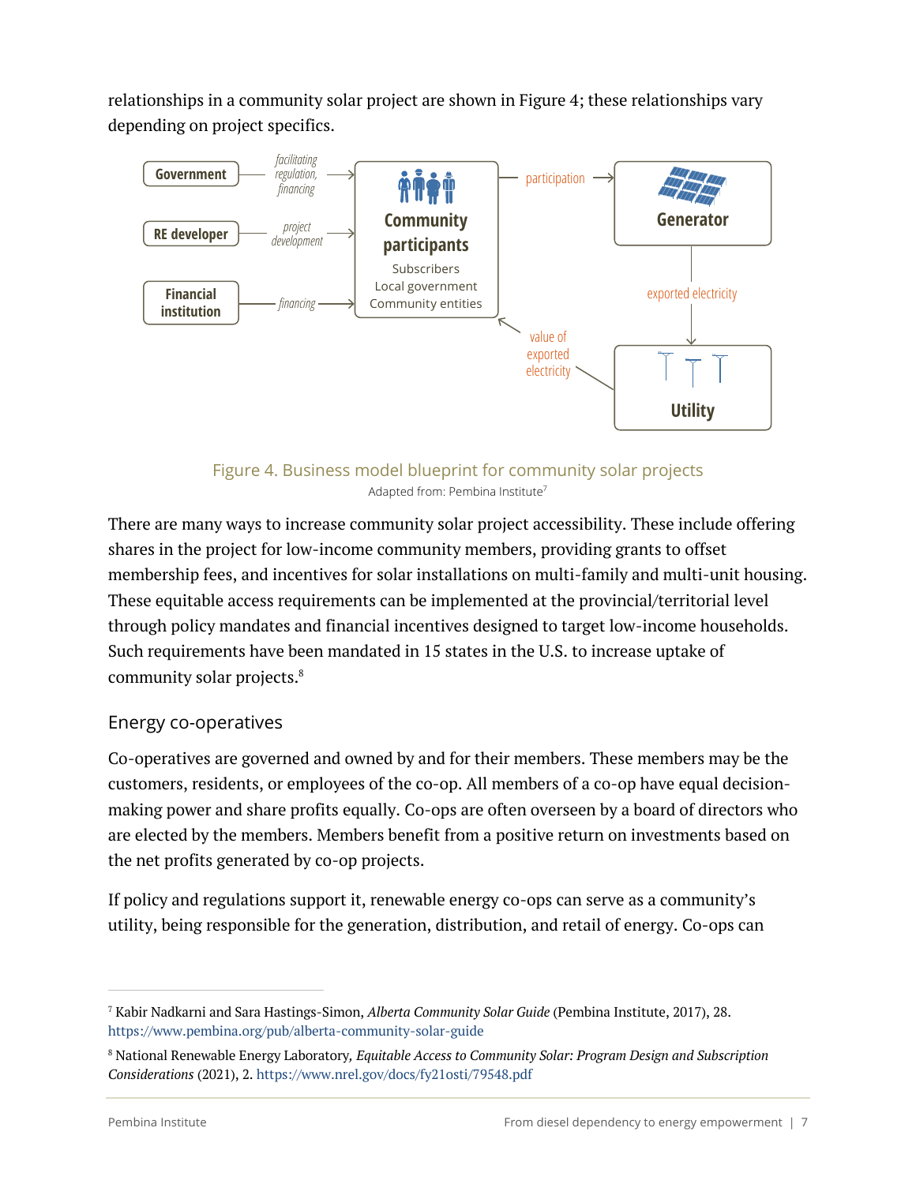relationships in a community solar project are shown in Figure 4; these relationships vary depending on project specifics.

Figure 4. Business model blueprint for community solar projects

Adapted from: Pembina Institute[7]

There are many ways to increase community solar project accessibility. These include offering shares in the project for low-income community members, providing grants to offset membership fees, and incentives for solar installations on multi-family and multi-unit housing. These equitable access requirements can be implemented at the provincial/territorial level through policy mandates and financial incentives designed to target low-income households. Such requirements have been mandated in 15 states in the U.S. to increase uptake of community solar projects.[8]

### Energy co-operatives

Co-operatives are governed and owned by and for their members. These members may be the customers, residents, or employees of the co-op. All members of a co-op have equal decision-making power and share profits equally. Co-ops are often overseen by a board of directors who are elected by the members. Members benefit from a positive return on investments based on the net profits generated by co-op projects.

If policy and regulations support it, renewable energy co-ops can serve as a community's utility, being responsible for the generation, distribution, and retail of energy. Co-ops can

---

[7] Kabir Nadkarni and Sara Hastings-Simon, *Alberta Community Solar Guide* (Pembina Institute, 2017), 28. https://www.pembina.org/pub/alberta-community-solar-guide

[8] National Renewable Energy Laboratory, *Equitable Access to Community Solar: Program Design and Subscription Considerations* (2021), 2. https://www.nrel.gov/docs/fy21osti/79548.pdf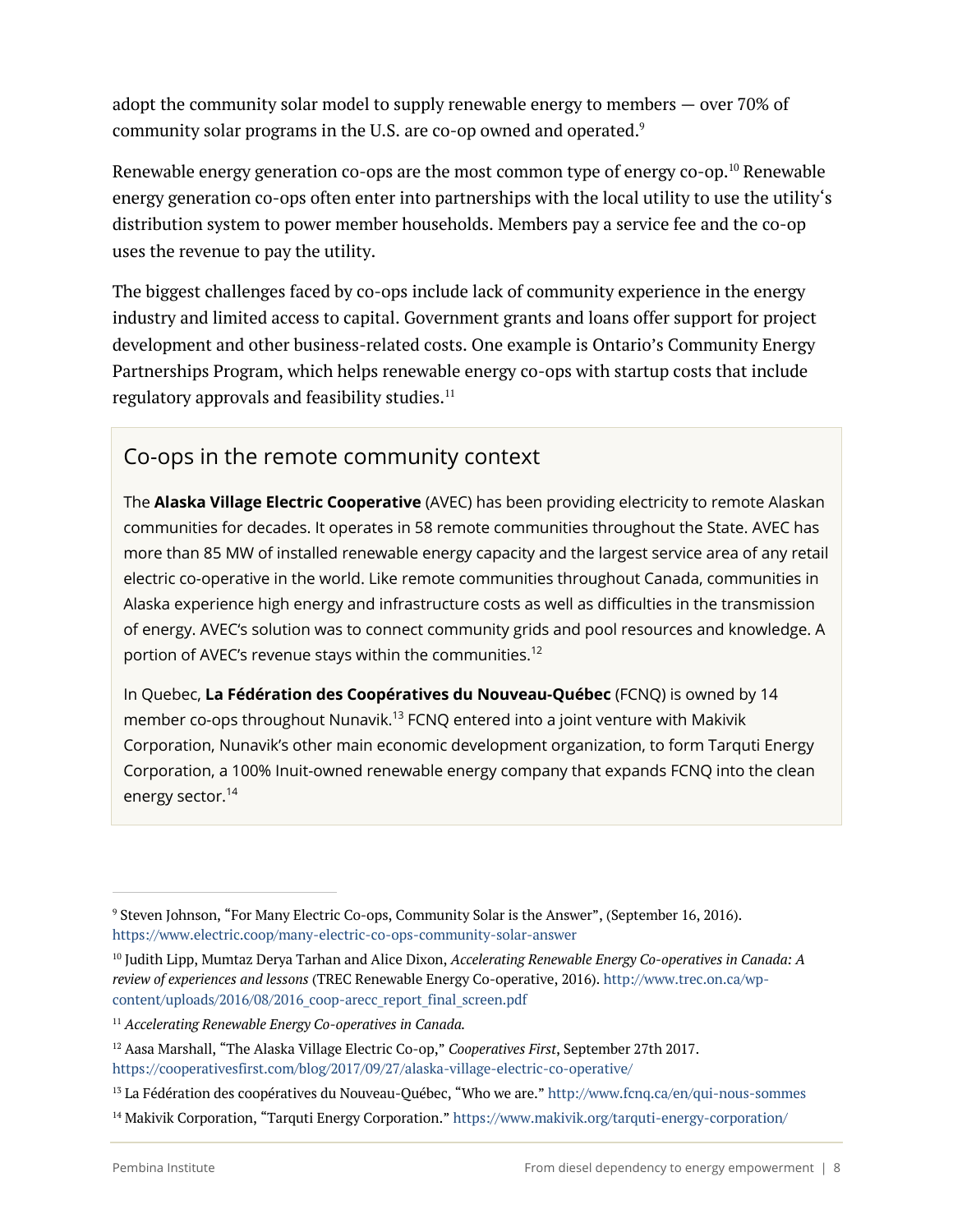adopt the community solar model to supply renewable energy to members — over 70% of community solar programs in the U.S. are co-op owned and operated.[9]

Renewable energy generation co-ops are the most common type of energy co-op.[10] Renewable energy generation co-ops often enter into partnerships with the local utility to use the utility's distribution system to power member households. Members pay a service fee and the co-op uses the revenue to pay the utility.

The biggest challenges faced by co-ops include lack of community experience in the energy industry and limited access to capital. Government grants and loans offer support for project development and other business-related costs. One example is Ontario's Community Energy Partnerships Program, which helps renewable energy co-ops with startup costs that include regulatory approvals and feasibility studies.[11]

## Co-ops in the remote community context

The **Alaska Village Electric Cooperative** (AVEC) has been providing electricity to remote Alaskan communities for decades. It operates in 58 remote communities throughout the State. AVEC has more than 85 MW of installed renewable energy capacity and the largest service area of any retail electric co-operative in the world. Like remote communities throughout Canada, communities in Alaska experience high energy and infrastructure costs as well as difficulties in the transmission of energy. AVEC's solution was to connect community grids and pool resources and knowledge. A portion of AVEC's revenue stays within the communities.[12]

In Quebec, **La Fédération des Coopératives du Nouveau-Québec** (FCNQ) is owned by 14 member co-ops throughout Nunavik.[13] FCNQ entered into a joint venture with Makivik Corporation, Nunavik's other main economic development organization, to form Tarquti Energy Corporation, a 100% Inuit-owned renewable energy company that expands FCNQ into the clean energy sector.[14]

---

[9] Steven Johnson, "For Many Electric Co-ops, Community Solar is the Answer", (September 16, 2016). https://www.electric.coop/many-electric-co-ops-community-solar-answer

[10] Judith Lipp, Mumtaz Derya Tarhan and Alice Dixon, *Accelerating Renewable Energy Co-operatives in Canada: A review of experiences and lessons* (TREC Renewable Energy Co-operative, 2016). http://www.trec.on.ca/wp-content/uploads/2016/08/2016_coop-arecc_report_final_screen.pdf

[11] *Accelerating Renewable Energy Co-operatives in Canada.*

[12] Aasa Marshall, "The Alaska Village Electric Co-op," *Cooperatives First*, September 27th 2017. https://cooperativesfirst.com/blog/2017/09/27/alaska-village-electric-co-operative/

[13] La Fédération des coopératives du Nouveau-Québec, "Who we are." http://www.fcnq.ca/en/qui-nous-sommes

[14] Makivik Corporation, "Tarquti Energy Corporation." https://www.makivik.org/tarquti-energy-corporation/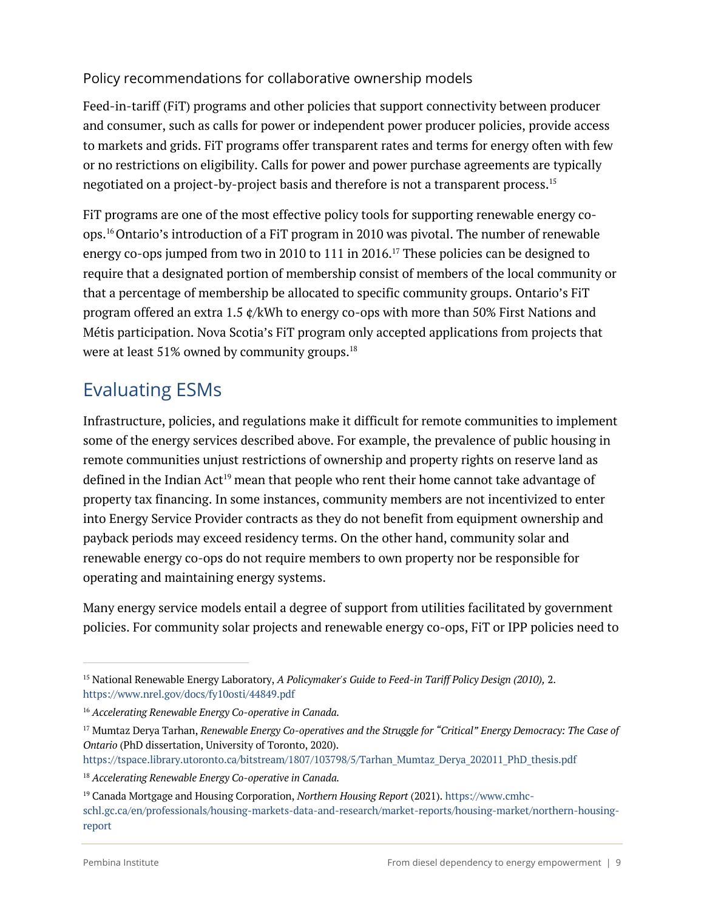### Policy recommendations for collaborative ownership models

Feed-in-tariff (FiT) programs and other policies that support connectivity between producer and consumer, such as calls for power or independent power producer policies, provide access to markets and grids. FiT programs offer transparent rates and terms for energy often with few or no restrictions on eligibility. Calls for power and power purchase agreements are typically negotiated on a project-by-project basis and therefore is not a transparent process.[15]

FiT programs are one of the most effective policy tools for supporting renewable energy co-ops.[16] Ontario's introduction of a FiT program in 2010 was pivotal. The number of renewable energy co-ops jumped from two in 2010 to 111 in 2016.[17] These policies can be designed to require that a designated portion of membership consist of members of the local community or that a percentage of membership be allocated to specific community groups. Ontario's FiT program offered an extra 1.5 ¢/kWh to energy co-ops with more than 50% First Nations and Métis participation. Nova Scotia's FiT program only accepted applications from projects that were at least 51% owned by community groups.[18]

## Evaluating ESMs

Infrastructure, policies, and regulations make it difficult for remote communities to implement some of the energy services described above. For example, the prevalence of public housing in remote communities unjust restrictions of ownership and property rights on reserve land as defined in the Indian Act[19] mean that people who rent their home cannot take advantage of property tax financing. In some instances, community members are not incentivized to enter into Energy Service Provider contracts as they do not benefit from equipment ownership and payback periods may exceed residency terms. On the other hand, community solar and renewable energy co-ops do not require members to own property nor be responsible for operating and maintaining energy systems.

Many energy service models entail a degree of support from utilities facilitated by government policies. For community solar projects and renewable energy co-ops, FiT or IPP policies need to

---

[15] National Renewable Energy Laboratory, *A Policymaker's Guide to Feed-in Tariff Policy Design (2010),* 2. https://www.nrel.gov/docs/fy10osti/44849.pdf

[16] *Accelerating Renewable Energy Co-operative in Canada.*

[17] Mumtaz Derya Tarhan, *Renewable Energy Co-operatives and the Struggle for "Critical" Energy Democracy: The Case of Ontario* (PhD dissertation, University of Toronto, 2020). https://tspace.library.utoronto.ca/bitstream/1807/103798/5/Tarhan_Mumtaz_Derya_202011_PhD_thesis.pdf

[18] *Accelerating Renewable Energy Co-operative in Canada.*

[19] Canada Mortgage and Housing Corporation, *Northern Housing Report* (2021). https://www.cmhc-schl.gc.ca/en/professionals/housing-markets-data-and-research/market-reports/housing-market/northern-housing-report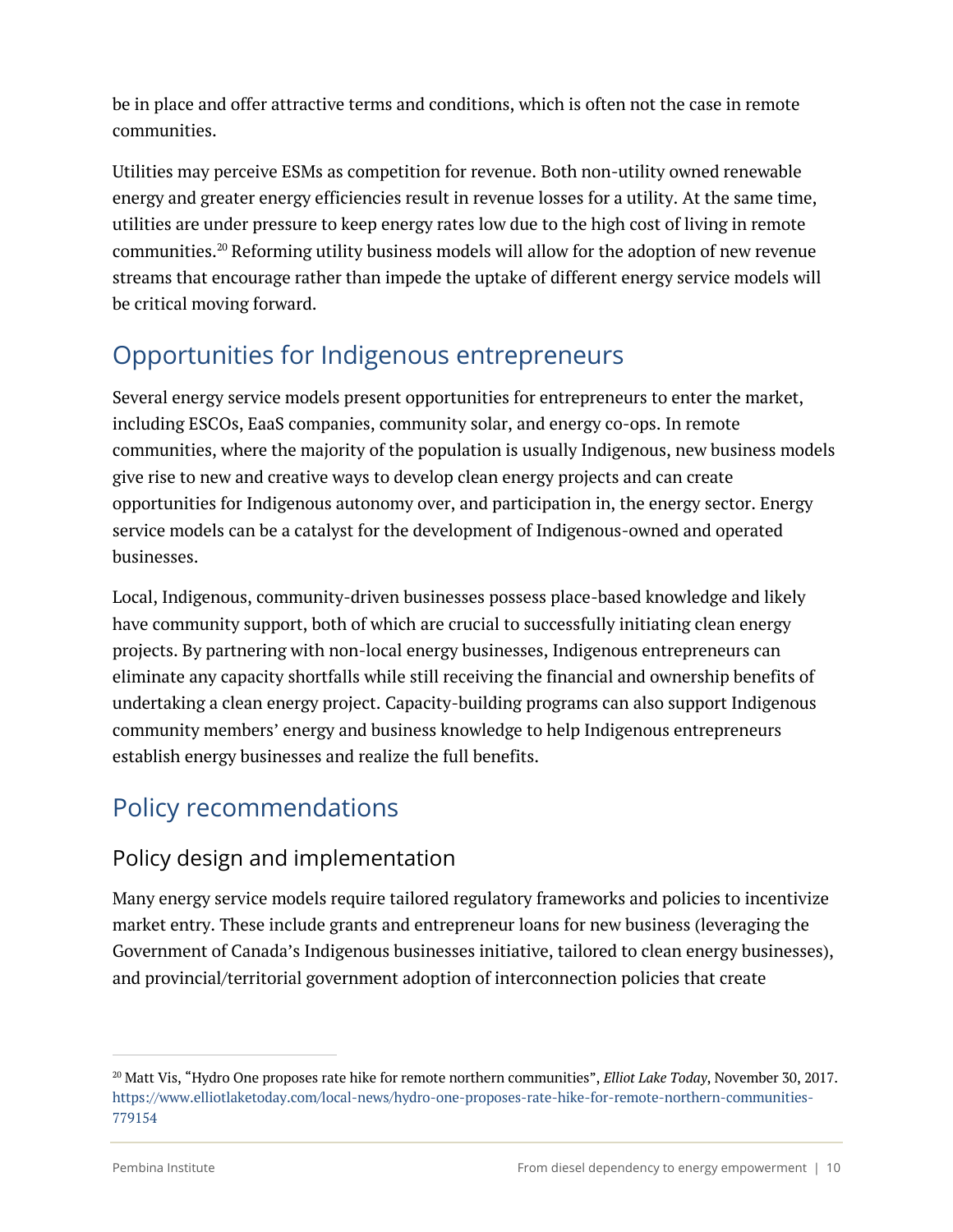be in place and offer attractive terms and conditions, which is often not the case in remote communities.

Utilities may perceive ESMs as competition for revenue. Both non-utility owned renewable energy and greater energy efficiencies result in revenue losses for a utility. At the same time, utilities are under pressure to keep energy rates low due to the high cost of living in remote communities.[20] Reforming utility business models will allow for the adoption of new revenue streams that encourage rather than impede the uptake of different energy service models will be critical moving forward.

## Opportunities for Indigenous entrepreneurs

Several energy service models present opportunities for entrepreneurs to enter the market, including ESCOs, EaaS companies, community solar, and energy co-ops. In remote communities, where the majority of the population is usually Indigenous, new business models give rise to new and creative ways to develop clean energy projects and can create opportunities for Indigenous autonomy over, and participation in, the energy sector. Energy service models can be a catalyst for the development of Indigenous-owned and operated businesses.

Local, Indigenous, community-driven businesses possess place-based knowledge and likely have community support, both of which are crucial to successfully initiating clean energy projects. By partnering with non-local energy businesses, Indigenous entrepreneurs can eliminate any capacity shortfalls while still receiving the financial and ownership benefits of undertaking a clean energy project. Capacity-building programs can also support Indigenous community members' energy and business knowledge to help Indigenous entrepreneurs establish energy businesses and realize the full benefits.

## Policy recommendations

### Policy design and implementation

Many energy service models require tailored regulatory frameworks and policies to incentivize market entry. These include grants and entrepreneur loans for new business (leveraging the Government of Canada's Indigenous businesses initiative, tailored to clean energy businesses), and provincial/territorial government adoption of interconnection policies that create

[20] Matt Vis, "Hydro One proposes rate hike for remote northern communities", *Elliot Lake Today*, November 30, 2017. https://www.elliotlaketoday.com/local-news/hydro-one-proposes-rate-hike-for-remote-northern-communities-779154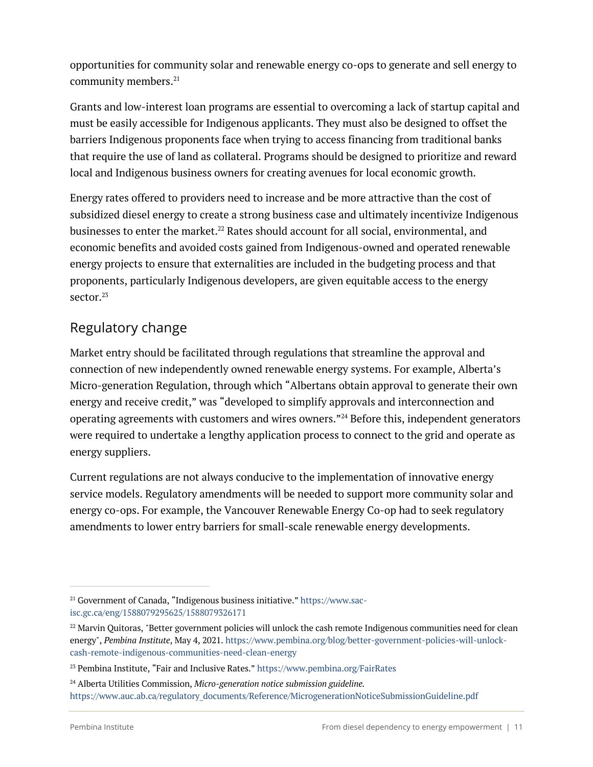opportunities for community solar and renewable energy co-ops to generate and sell energy to community members.[21]

Grants and low-interest loan programs are essential to overcoming a lack of startup capital and must be easily accessible for Indigenous applicants. They must also be designed to offset the barriers Indigenous proponents face when trying to access financing from traditional banks that require the use of land as collateral. Programs should be designed to prioritize and reward local and Indigenous business owners for creating avenues for local economic growth.

Energy rates offered to providers need to increase and be more attractive than the cost of subsidized diesel energy to create a strong business case and ultimately incentivize Indigenous businesses to enter the market.[22] Rates should account for all social, environmental, and economic benefits and avoided costs gained from Indigenous-owned and operated renewable energy projects to ensure that externalities are included in the budgeting process and that proponents, particularly Indigenous developers, are given equitable access to the energy sector.[23]

## Regulatory change

Market entry should be facilitated through regulations that streamline the approval and connection of new independently owned renewable energy systems. For example, Alberta's Micro-generation Regulation, through which "Albertans obtain approval to generate their own energy and receive credit," was "developed to simplify approvals and interconnection and operating agreements with customers and wires owners."[24] Before this, independent generators were required to undertake a lengthy application process to connect to the grid and operate as energy suppliers.

Current regulations are not always conducive to the implementation of innovative energy service models. Regulatory amendments will be needed to support more community solar and energy co-ops. For example, the Vancouver Renewable Energy Co-op had to seek regulatory amendments to lower entry barriers for small-scale renewable energy developments.

---

[21] Government of Canada, "Indigenous business initiative." https://www.sac-isc.gc.ca/eng/1588079295625/1588079326171

[22] Marvin Quitoras, "Better government policies will unlock the cash remote Indigenous communities need for clean energy", *Pembina Institute*, May 4, 2021. https://www.pembina.org/blog/better-government-policies-will-unlock-cash-remote-indigenous-communities-need-clean-energy

[23] Pembina Institute, "Fair and Inclusive Rates." https://www.pembina.org/FairRates

[24] Alberta Utilities Commission, *Micro-generation notice submission guideline.* https://www.auc.ab.ca/regulatory_documents/Reference/MicrogenerationNoticeSubmissionGuideline.pdf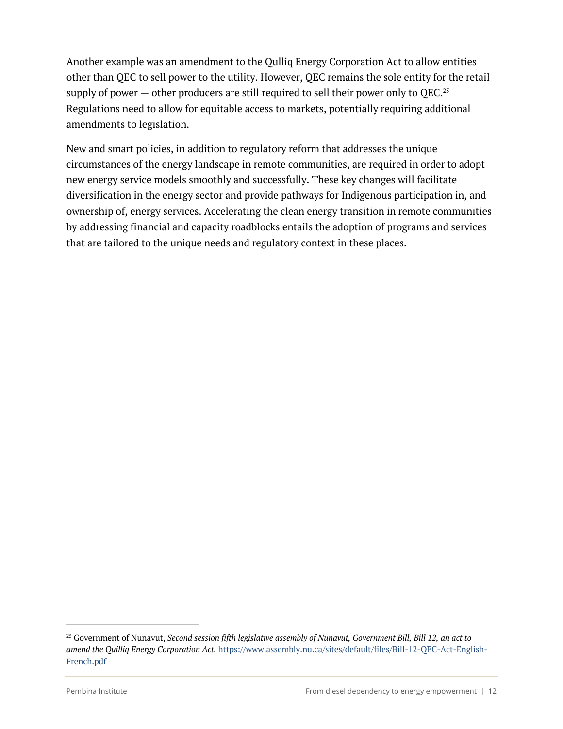Another example was an amendment to the Qulliq Energy Corporation Act to allow entities other than QEC to sell power to the utility. However, QEC remains the sole entity for the retail supply of power — other producers are still required to sell their power only to QEC.[25] Regulations need to allow for equitable access to markets, potentially requiring additional amendments to legislation.

New and smart policies, in addition to regulatory reform that addresses the unique circumstances of the energy landscape in remote communities, are required in order to adopt new energy service models smoothly and successfully. These key changes will facilitate diversification in the energy sector and provide pathways for Indigenous participation in, and ownership of, energy services. Accelerating the clean energy transition in remote communities by addressing financial and capacity roadblocks entails the adoption of programs and services that are tailored to the unique needs and regulatory context in these places.

---

[25] Government of Nunavut, *Second session fifth legislative assembly of Nunavut, Government Bill, Bill 12, an act to amend the Quilliq Energy Corporation Act.* https://www.assembly.nu.ca/sites/default/files/Bill-12-QEC-Act-English-French.pdf